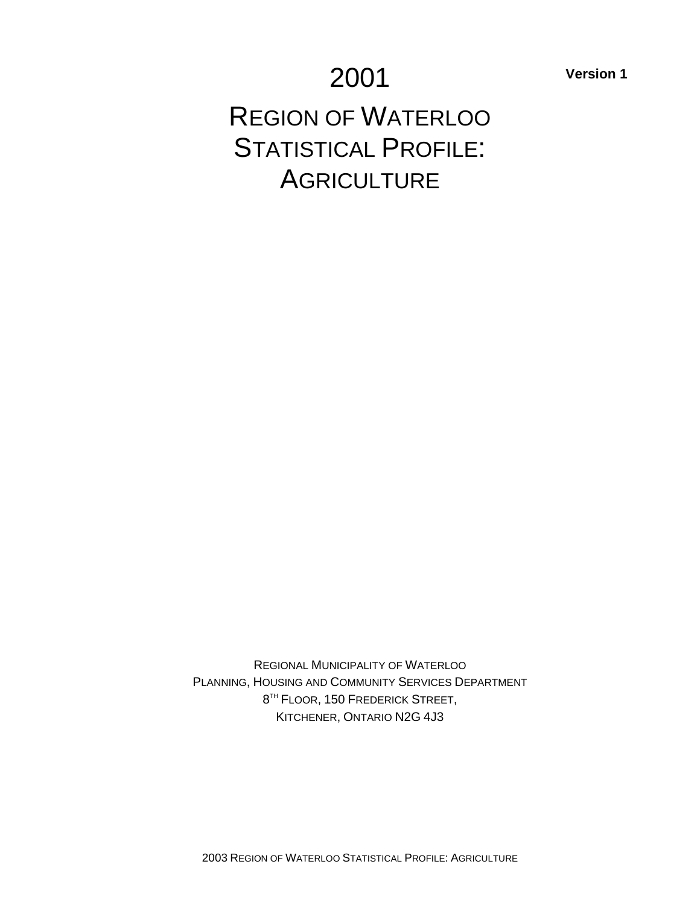**Version 1**

# 2001

# Region of Waterloo Statistical Profile: Agriculture

Regional Municipality of Waterloo
Planning, Housing and Community Services Department
8th Floor, 150 Frederick Street,
Kitchener, Ontario N2G 4J3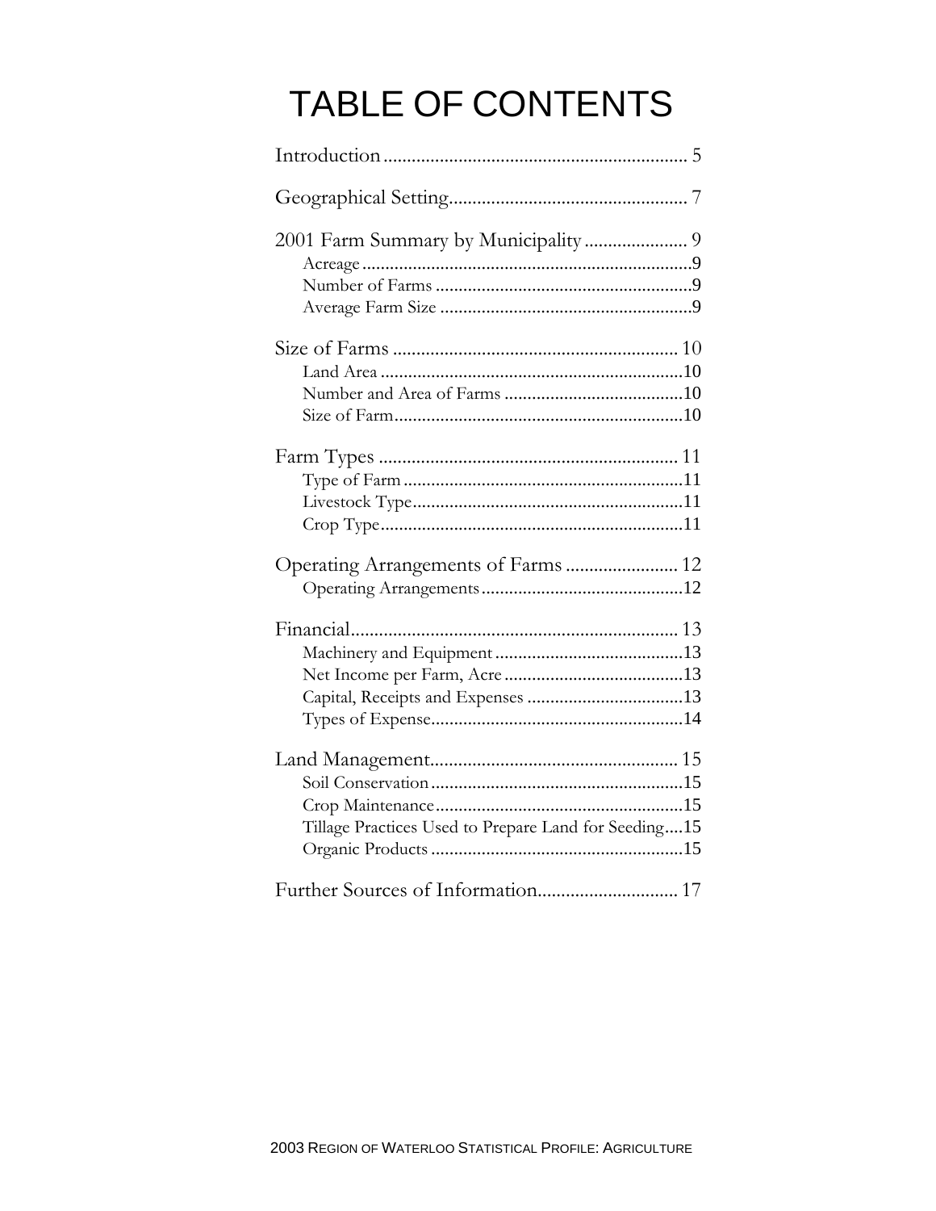# TABLE OF CONTENTS

Introduction ................................................................ 5

Geographical Setting.................................................. 7

2001 Farm Summary by Municipality ..................... 9
- Acreage ........................................................................9
- Number of Farms ........................................................9
- Average Farm Size .......................................................9

Size of Farms ............................................................ 10
- Land Area ..................................................................10
- Number and Area of Farms .......................................10
- Size of Farm...............................................................10

Farm Types ............................................................... 11
- Type of Farm .............................................................11
- Livestock Type...........................................................11
- Crop Type..................................................................11

Operating Arrangements of Farms ....................... 12
- Operating Arrangements............................................12

Financial..................................................................... 13
- Machinery and Equipment .........................................13
- Net Income per Farm, Acre .......................................13
- Capital, Receipts and Expenses ..................................13
- Types of Expense.......................................................14

Land Management.................................................... 15
- Soil Conservation .......................................................15
- Crop Maintenance......................................................15
- Tillage Practices Used to Prepare Land for Seeding....15
- Organic Products .......................................................15

Further Sources of Information............................. 17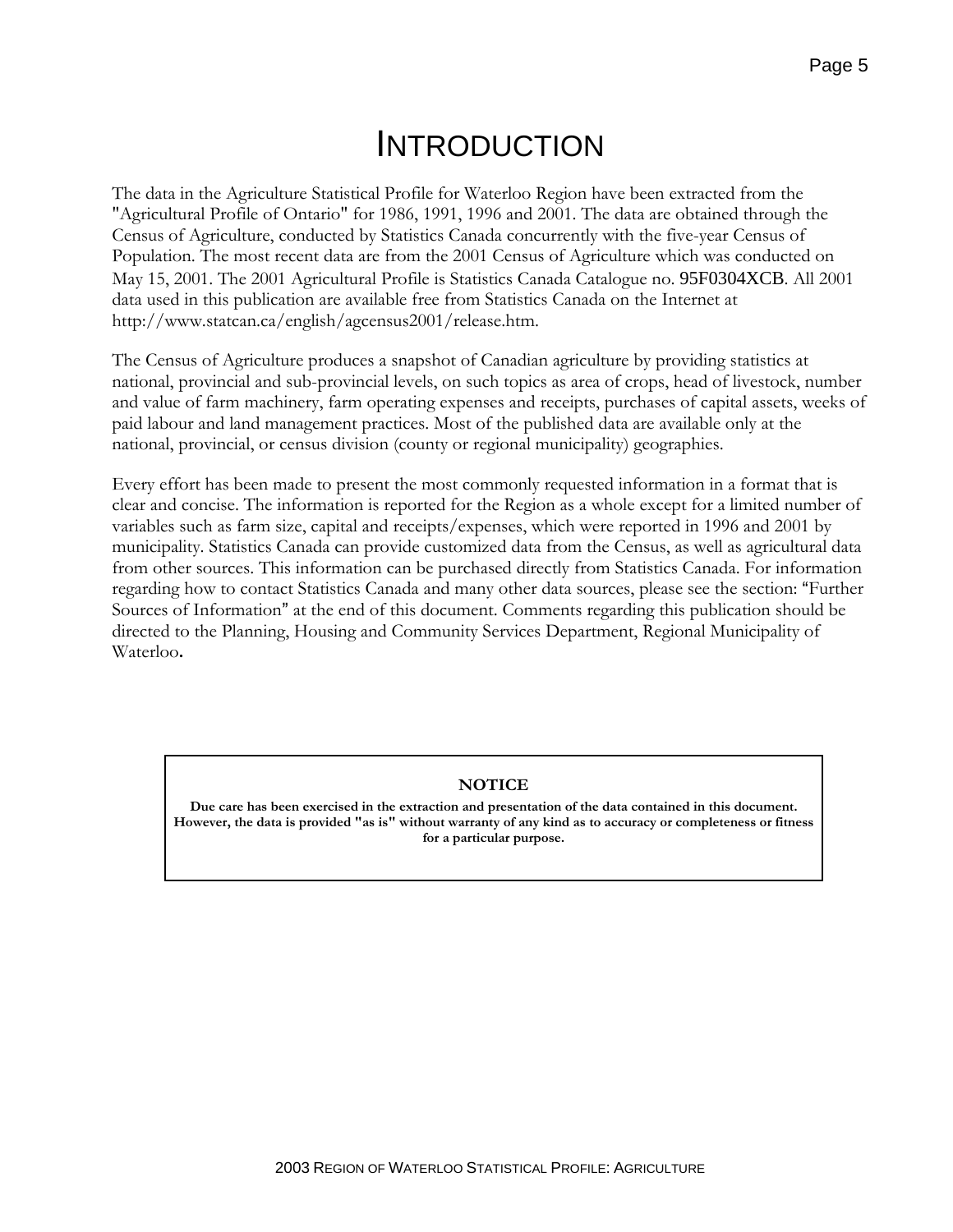# INTRODUCTION

The data in the Agriculture Statistical Profile for Waterloo Region have been extracted from the "Agricultural Profile of Ontario" for 1986, 1991, 1996 and 2001. The data are obtained through the Census of Agriculture, conducted by Statistics Canada concurrently with the five-year Census of Population. The most recent data are from the 2001 Census of Agriculture which was conducted on May 15, 2001. The 2001 Agricultural Profile is Statistics Canada Catalogue no. 95F0304XCB. All 2001 data used in this publication are available free from Statistics Canada on the Internet at http://www.statcan.ca/english/agcensus2001/release.htm.

The Census of Agriculture produces a snapshot of Canadian agriculture by providing statistics at national, provincial and sub-provincial levels, on such topics as area of crops, head of livestock, number and value of farm machinery, farm operating expenses and receipts, purchases of capital assets, weeks of paid labour and land management practices. Most of the published data are available only at the national, provincial, or census division (county or regional municipality) geographies.

Every effort has been made to present the most commonly requested information in a format that is clear and concise. The information is reported for the Region as a whole except for a limited number of variables such as farm size, capital and receipts/expenses, which were reported in 1996 and 2001 by municipality. Statistics Canada can provide customized data from the Census, as well as agricultural data from other sources. This information can be purchased directly from Statistics Canada. For information regarding how to contact Statistics Canada and many other data sources, please see the section: "Further Sources of Information" at the end of this document. Comments regarding this publication should be directed to the Planning, Housing and Community Services Department, Regional Municipality of Waterloo.

**NOTICE**

**Due care has been exercised in the extraction and presentation of the data contained in this document. However, the data is provided "as is" without warranty of any kind as to accuracy or completeness or fitness for a particular purpose.**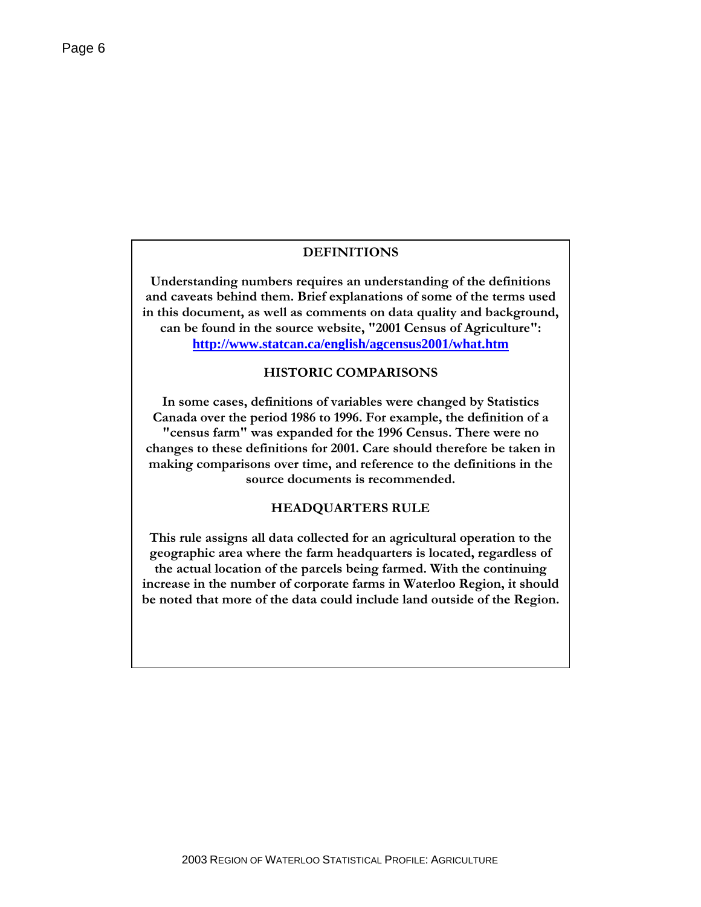## DEFINITIONS

**Understanding numbers requires an understanding of the definitions and caveats behind them. Brief explanations of some of the terms used in this document, as well as comments on data quality and background, can be found in the source website, "2001 Census of Agriculture": [http://www.statcan.ca/english/agcensus2001/what.htm](http://www.statcan.ca/english/agcensus2001/what.htm)**

## HISTORIC COMPARISONS

**In some cases, definitions of variables were changed by Statistics Canada over the period 1986 to 1996. For example, the definition of a "census farm" was expanded for the 1996 Census. There were no changes to these definitions for 2001. Care should therefore be taken in making comparisons over time, and reference to the definitions in the source documents is recommended.**

## HEADQUARTERS RULE

**This rule assigns all data collected for an agricultural operation to the geographic area where the farm headquarters is located, regardless of the actual location of the parcels being farmed. With the continuing increase in the number of corporate farms in Waterloo Region, it should be noted that more of the data could include land outside of the Region.**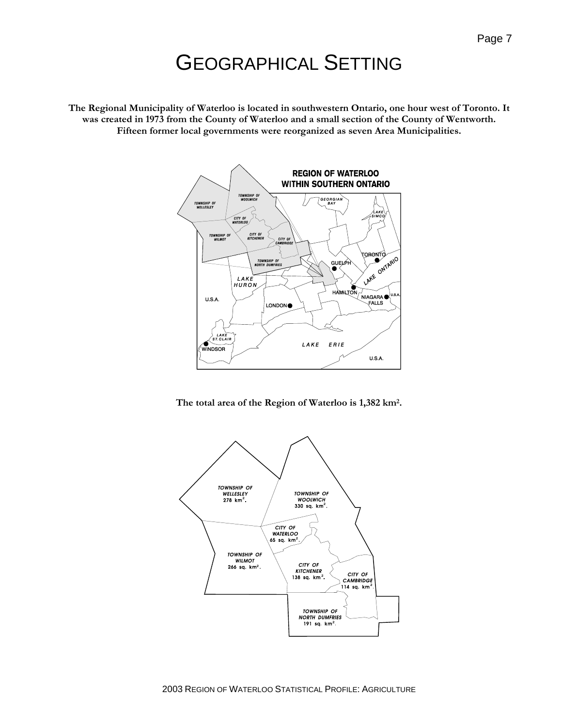# GEOGRAPHICAL SETTING

**The Regional Municipality of Waterloo is located in southwestern Ontario, one hour west of Toronto. It was created in 1973 from the County of Waterloo and a small section of the County of Wentworth. Fifteen former local governments were reorganized as seven Area Municipalities.**

**The total area of the Region of Waterloo is 1,382 km².**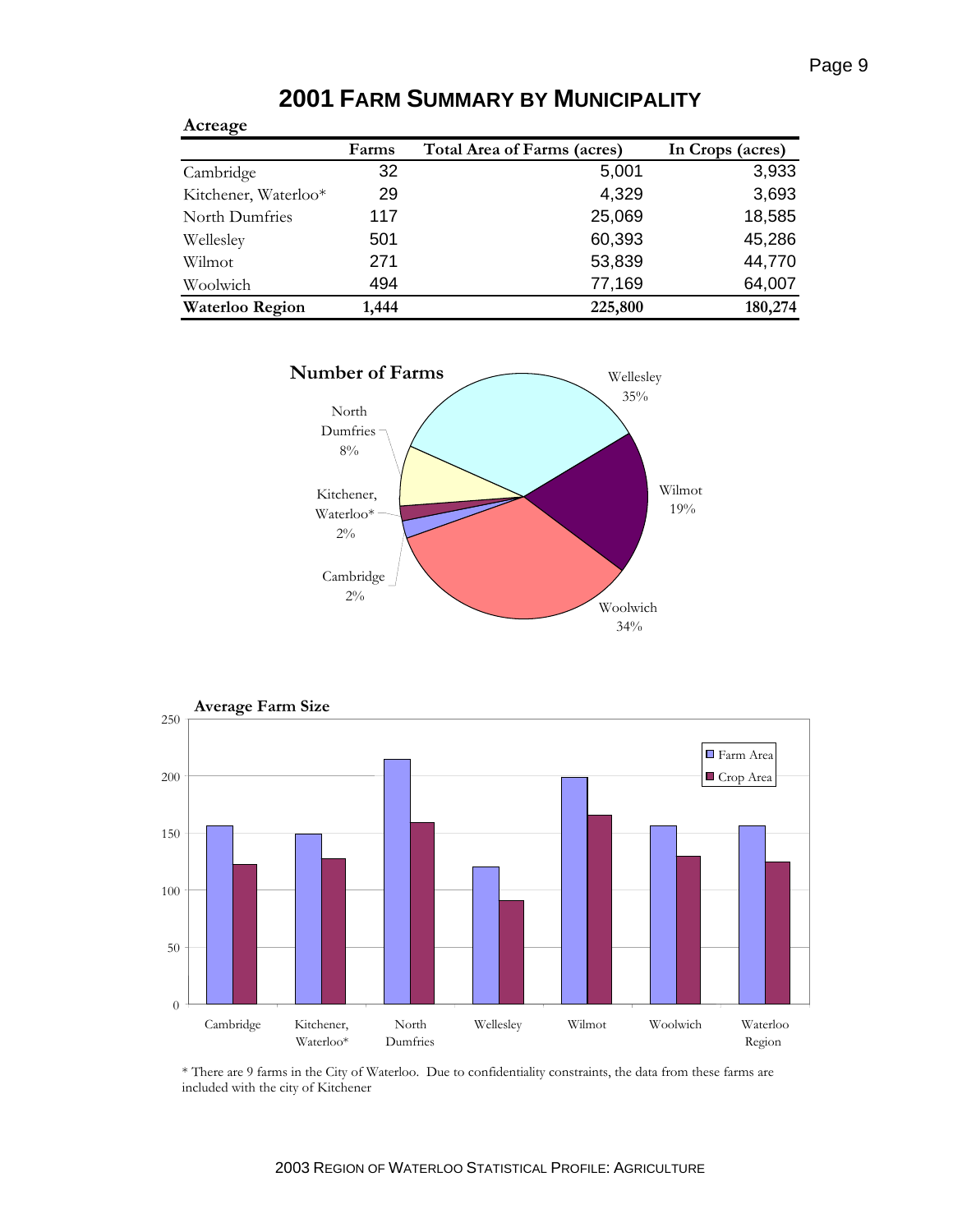# 2001 FARM SUMMARY BY MUNICIPALITY

**Acreage**

| | Farms | Total Area of Farms (acres) | In Crops (acres) |
|---|---|---|---|
| Cambridge | 32 | 5,001 | 3,933 |
| Kitchener, Waterloo* | 29 | 4,329 | 3,693 |
| North Dumfries | 117 | 25,069 | 18,585 |
| Wellesley | 501 | 60,393 | 45,286 |
| Wilmot | 271 | 53,839 | 44,770 |
| Woolwich | 494 | 77,169 | 64,007 |
| **Waterloo Region** | **1,444** | **225,800** | **180,274** |

**Number of Farms**

| Municipality | Share of Farms |
|---|---|
| Wellesley | 35% |
| Wilmot | 19% |
| Woolwich | 34% |
| Cambridge | 2% |
| Kitchener, Waterloo* | 2% |
| North Dumfries | 8% |

**Average Farm Size**

Bar chart (Farm Area / Crop Area, acres) for Cambridge; Kitchener, Waterloo*; North Dumfries; Wellesley; Wilmot; Woolwich; Waterloo Region. Axis: 0, 50, 100, 150, 200, 250.

\* There are 9 farms in the City of Waterloo. Due to confidentiality constraints, the data from these farms are included with the city of Kitchener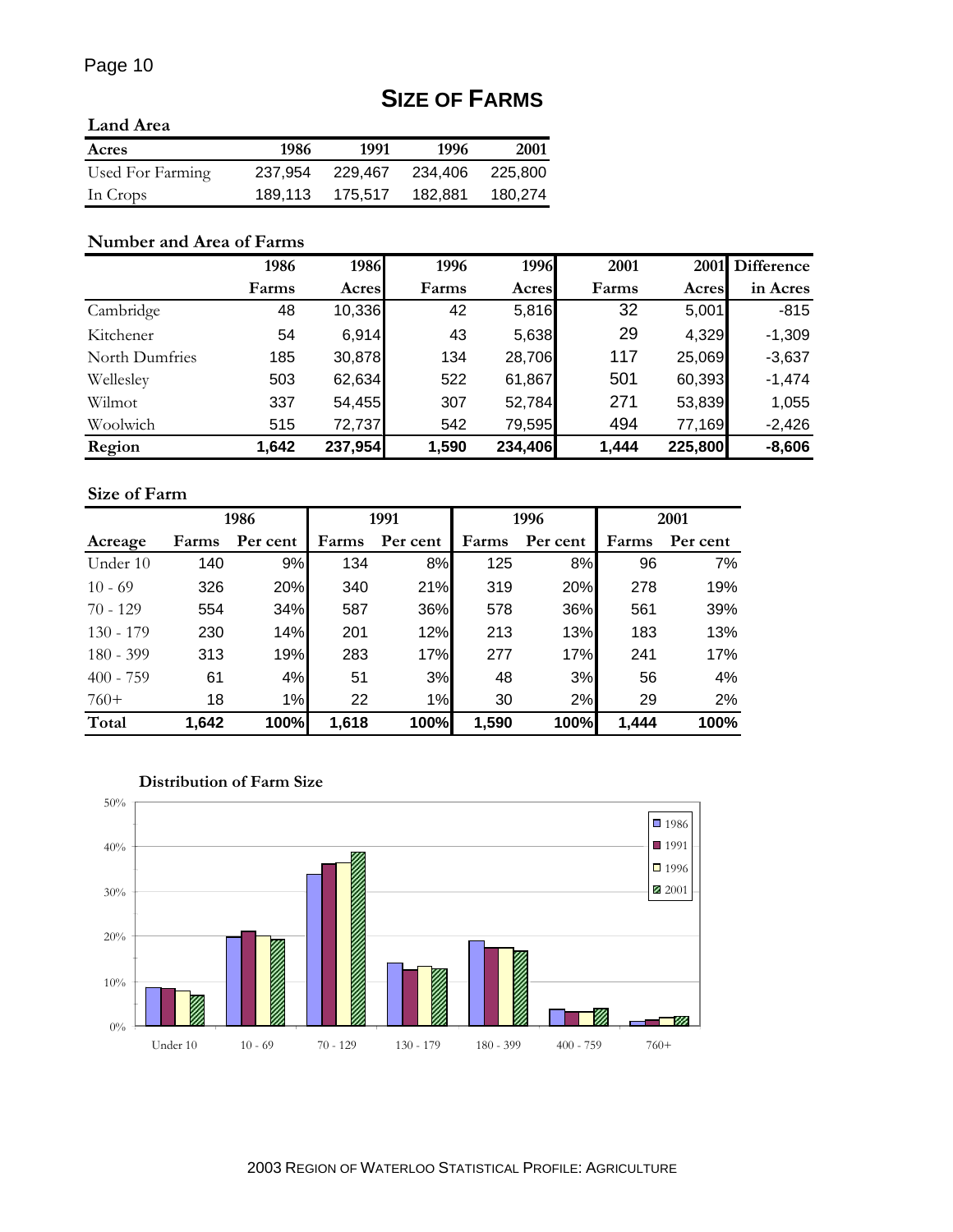# SIZE OF FARMS

### Land Area

| Acres | 1986 | 1991 | 1996 | 2001 |
|---|---|---|---|---|
| Used For Farming | 237,954 | 229,467 | 234,406 | 225,800 |
| In Crops | 189,113 | 175,517 | 182,881 | 180,274 |

### Number and Area of Farms

| | 1986 Farms | 1986 Acres | 1996 Farms | 1996 Acres | 2001 Farms | 2001 Acres | Difference in Acres |
|---|---|---|---|---|---|---|---|
| Cambridge | 48 | 10,336 | 42 | 5,816 | 32 | 5,001 | -815 |
| Kitchener | 54 | 6,914 | 43 | 5,638 | 29 | 4,329 | -1,309 |
| North Dumfries | 185 | 30,878 | 134 | 28,706 | 117 | 25,069 | -3,637 |
| Wellesley | 503 | 62,634 | 522 | 61,867 | 501 | 60,393 | -1,474 |
| Wilmot | 337 | 54,455 | 307 | 52,784 | 271 | 53,839 | 1,055 |
| Woolwich | 515 | 72,737 | 542 | 79,595 | 494 | 77,169 | -2,426 |
| **Region** | **1,642** | **237,954** | **1,590** | **234,406** | **1,444** | **225,800** | **-8,606** |

### Size of Farm

| | 1986 | | 1991 | | 1996 | | 2001 | |
|---|---|---|---|---|---|---|---|---|
| Acreage | Farms | Per cent | Farms | Per cent | Farms | Per cent | Farms | Per cent |
| Under 10 | 140 | 9% | 134 | 8% | 125 | 8% | 96 | 7% |
| 10 - 69 | 326 | 20% | 340 | 21% | 319 | 20% | 278 | 19% |
| 70 - 129 | 554 | 34% | 587 | 36% | 578 | 36% | 561 | 39% |
| 130 - 179 | 230 | 14% | 201 | 12% | 213 | 13% | 183 | 13% |
| 180 - 399 | 313 | 19% | 283 | 17% | 277 | 17% | 241 | 17% |
| 400 - 759 | 61 | 4% | 51 | 3% | 48 | 3% | 56 | 4% |
| 760+ | 18 | 1% | 22 | 1% | 30 | 2% | 29 | 2% |
| **Total** | **1,642** | **100%** | **1,618** | **100%** | **1,590** | **100%** | **1,444** | **100%** |

### Distribution of Farm Size

| Acreage | 1986 | 1991 | 1996 | 2001 |
|---|---|---|---|---|
| Under 10 | 9% | 8% | 8% | 7% |
| 10 - 69 | 20% | 21% | 20% | 19% |
| 70 - 129 | 34% | 36% | 36% | 39% |
| 130 - 179 | 14% | 12% | 13% | 13% |
| 180 - 399 | 19% | 17% | 17% | 17% |
| 400 - 759 | 4% | 3% | 3% | 4% |
| 760+ | 1% | 1% | 2% | 2% |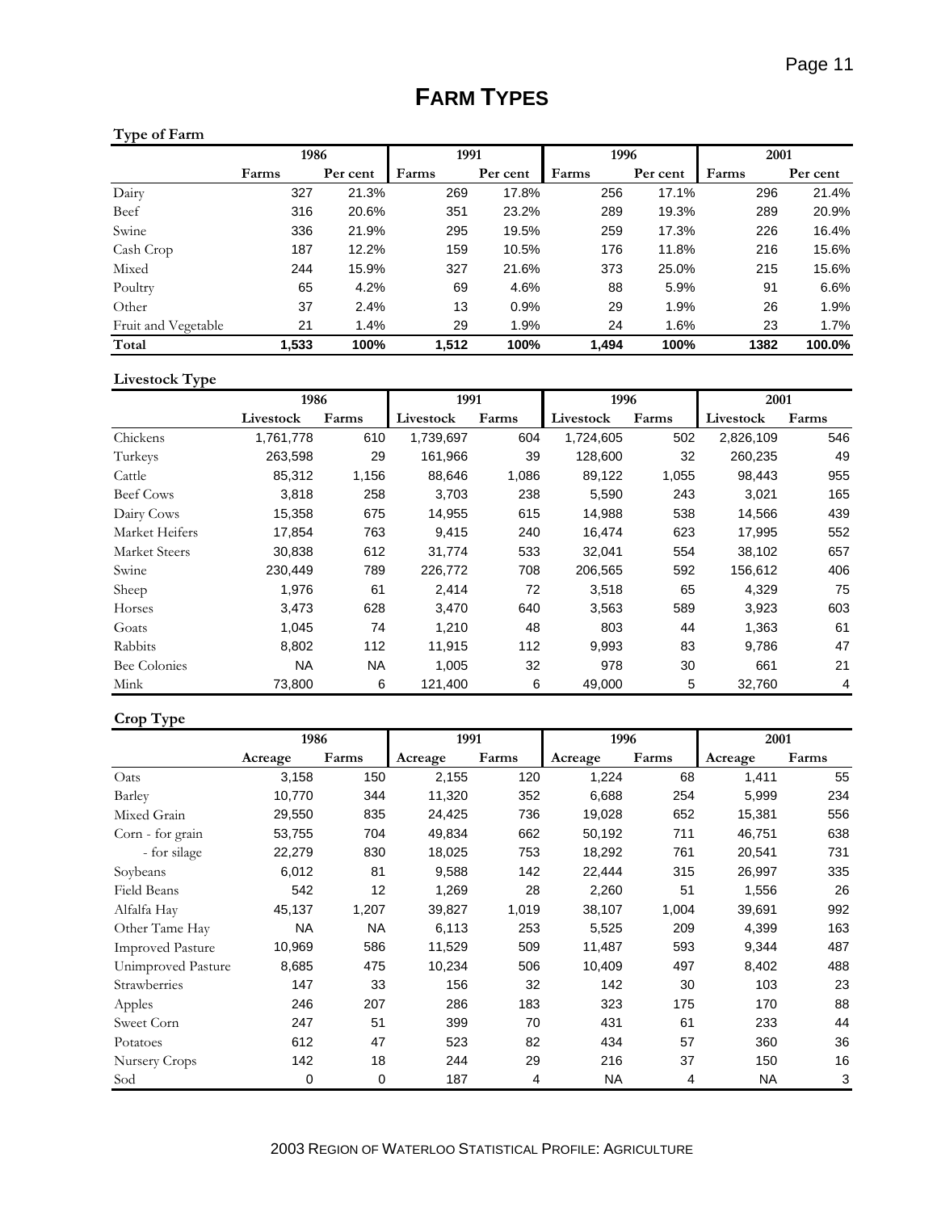# FARM TYPES

### Type of Farm

| | 1986 | | 1991 | | 1996 | | 2001 | |
|---|---|---|---|---|---|---|---|---|
| | Farms | Per cent | Farms | Per cent | Farms | Per cent | Farms | Per cent |
| Dairy | 327 | 21.3% | 269 | 17.8% | 256 | 17.1% | 296 | 21.4% |
| Beef | 316 | 20.6% | 351 | 23.2% | 289 | 19.3% | 289 | 20.9% |
| Swine | 336 | 21.9% | 295 | 19.5% | 259 | 17.3% | 226 | 16.4% |
| Cash Crop | 187 | 12.2% | 159 | 10.5% | 176 | 11.8% | 216 | 15.6% |
| Mixed | 244 | 15.9% | 327 | 21.6% | 373 | 25.0% | 215 | 15.6% |
| Poultry | 65 | 4.2% | 69 | 4.6% | 88 | 5.9% | 91 | 6.6% |
| Other | 37 | 2.4% | 13 | 0.9% | 29 | 1.9% | 26 | 1.9% |
| Fruit and Vegetable | 21 | 1.4% | 29 | 1.9% | 24 | 1.6% | 23 | 1.7% |
| **Total** | **1,533** | **100%** | **1,512** | **100%** | **1,494** | **100%** | **1382** | **100.0%** |

### Livestock Type

| | 1986 | | 1991 | | 1996 | | 2001 | |
|---|---|---|---|---|---|---|---|---|
| | Livestock | Farms | Livestock | Farms | Livestock | Farms | Livestock | Farms |
| Chickens | 1,761,778 | 610 | 1,739,697 | 604 | 1,724,605 | 502 | 2,826,109 | 546 |
| Turkeys | 263,598 | 29 | 161,966 | 39 | 128,600 | 32 | 260,235 | 49 |
| Cattle | 85,312 | 1,156 | 88,646 | 1,086 | 89,122 | 1,055 | 98,443 | 955 |
| Beef Cows | 3,818 | 258 | 3,703 | 238 | 5,590 | 243 | 3,021 | 165 |
| Dairy Cows | 15,358 | 675 | 14,955 | 615 | 14,988 | 538 | 14,566 | 439 |
| Market Heifers | 17,854 | 763 | 9,415 | 240 | 16,474 | 623 | 17,995 | 552 |
| Market Steers | 30,838 | 612 | 31,774 | 533 | 32,041 | 554 | 38,102 | 657 |
| Swine | 230,449 | 789 | 226,772 | 708 | 206,565 | 592 | 156,612 | 406 |
| Sheep | 1,976 | 61 | 2,414 | 72 | 3,518 | 65 | 4,329 | 75 |
| Horses | 3,473 | 628 | 3,470 | 640 | 3,563 | 589 | 3,923 | 603 |
| Goats | 1,045 | 74 | 1,210 | 48 | 803 | 44 | 1,363 | 61 |
| Rabbits | 8,802 | 112 | 11,915 | 112 | 9,993 | 83 | 9,786 | 47 |
| Bee Colonies | NA | NA | 1,005 | 32 | 978 | 30 | 661 | 21 |
| Mink | 73,800 | 6 | 121,400 | 6 | 49,000 | 5 | 32,760 | 4 |

### Crop Type

| | 1986 | | 1991 | | 1996 | | 2001 | |
|---|---|---|---|---|---|---|---|---|
| | Acreage | Farms | Acreage | Farms | Acreage | Farms | Acreage | Farms |
| Oats | 3,158 | 150 | 2,155 | 120 | 1,224 | 68 | 1,411 | 55 |
| Barley | 10,770 | 344 | 11,320 | 352 | 6,688 | 254 | 5,999 | 234 |
| Mixed Grain | 29,550 | 835 | 24,425 | 736 | 19,028 | 652 | 15,381 | 556 |
| Corn - for grain | 53,755 | 704 | 49,834 | 662 | 50,192 | 711 | 46,751 | 638 |
| - for silage | 22,279 | 830 | 18,025 | 753 | 18,292 | 761 | 20,541 | 731 |
| Soybeans | 6,012 | 81 | 9,588 | 142 | 22,444 | 315 | 26,997 | 335 |
| Field Beans | 542 | 12 | 1,269 | 28 | 2,260 | 51 | 1,556 | 26 |
| Alfalfa Hay | 45,137 | 1,207 | 39,827 | 1,019 | 38,107 | 1,004 | 39,691 | 992 |
| Other Tame Hay | NA | NA | 6,113 | 253 | 5,525 | 209 | 4,399 | 163 |
| Improved Pasture | 10,969 | 586 | 11,529 | 509 | 11,487 | 593 | 9,344 | 487 |
| Unimproved Pasture | 8,685 | 475 | 10,234 | 506 | 10,409 | 497 | 8,402 | 488 |
| Strawberries | 147 | 33 | 156 | 32 | 142 | 30 | 103 | 23 |
| Apples | 246 | 207 | 286 | 183 | 323 | 175 | 170 | 88 |
| Sweet Corn | 247 | 51 | 399 | 70 | 431 | 61 | 233 | 44 |
| Potatoes | 612 | 47 | 523 | 82 | 434 | 57 | 360 | 36 |
| Nursery Crops | 142 | 18 | 244 | 29 | 216 | 37 | 150 | 16 |
| Sod | 0 | 0 | 187 | 4 | NA | 4 | NA | 3 |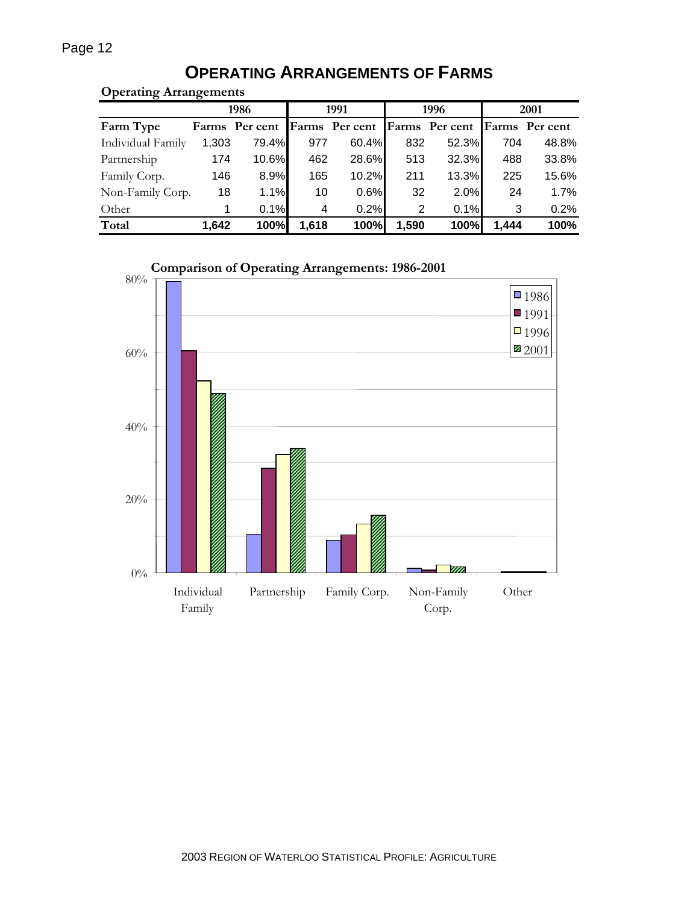# OPERATING ARRANGEMENTS OF FARMS

**Operating Arrangements**

| | 1986 | | 1991 | | 1996 | | 2001 | |
|---|---|---|---|---|---|---|---|---|
| **Farm Type** | **Farms** | **Per cent** | **Farms** | **Per cent** | **Farms** | **Per cent** | **Farms** | **Per cent** |
| Individual Family | 1,303 | 79.4% | 977 | 60.4% | 832 | 52.3% | 704 | 48.8% |
| Partnership | 174 | 10.6% | 462 | 28.6% | 513 | 32.3% | 488 | 33.8% |
| Family Corp. | 146 | 8.9% | 165 | 10.2% | 211 | 13.3% | 225 | 15.6% |
| Non-Family Corp. | 18 | 1.1% | 10 | 0.6% | 32 | 2.0% | 24 | 1.7% |
| Other | 1 | 0.1% | 4 | 0.2% | 2 | 0.1% | 3 | 0.2% |
| **Total** | **1,642** | **100%** | **1,618** | **100%** | **1,590** | **100%** | **1,444** | **100%** |

**Comparison of Operating Arrangements: 1986-2001**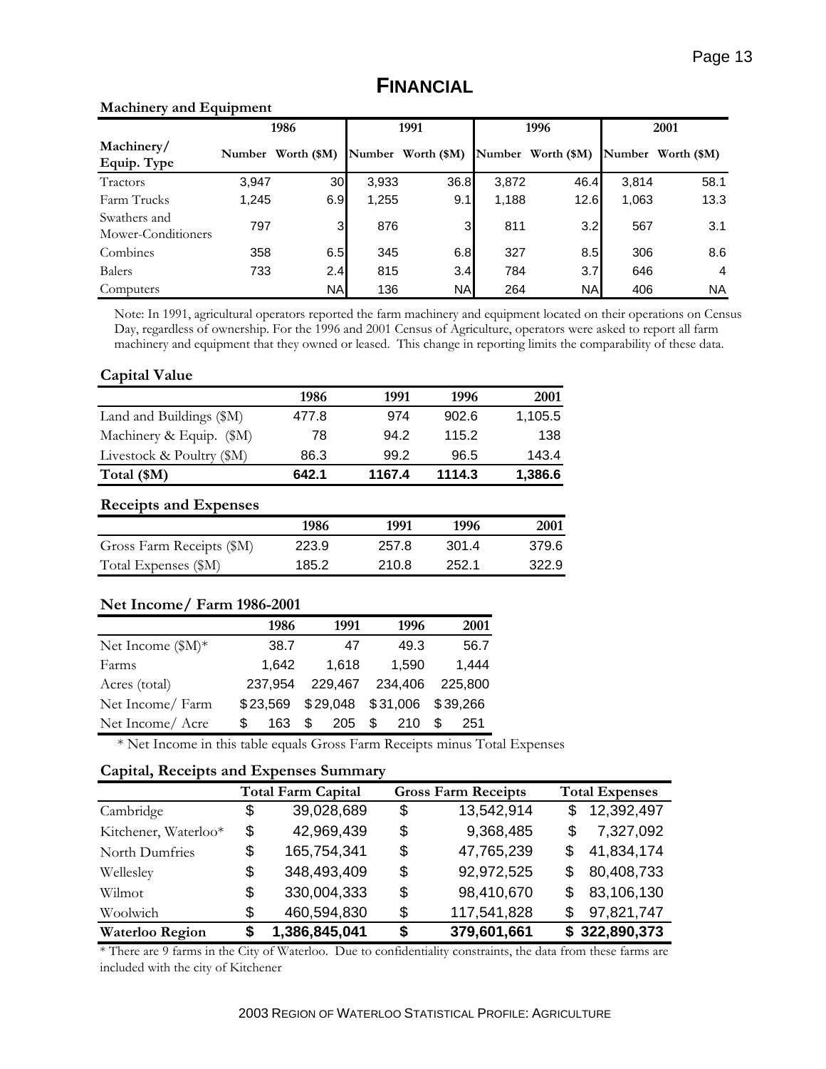# FINANCIAL

### Machinery and Equipment

| Machinery/ Equip. Type | 1986 | | 1991 | | 1996 | | 2001 | |
|---|---|---|---|---|---|---|---|---|
| | Number | Worth ($M) | Number | Worth ($M) | Number | Worth ($M) | Number | Worth ($M) |
| Tractors | 3,947 | 30 | 3,933 | 36.8 | 3,872 | 46.4 | 3,814 | 58.1 |
| Farm Trucks | 1,245 | 6.9 | 1,255 | 9.1 | 1,188 | 12.6 | 1,063 | 13.3 |
| Swathers and Mower-Conditioners | 797 | 3 | 876 | 3 | 811 | 3.2 | 567 | 3.1 |
| Combines | 358 | 6.5 | 345 | 6.8 | 327 | 8.5 | 306 | 8.6 |
| Balers | 733 | 2.4 | 815 | 3.4 | 784 | 3.7 | 646 | 4 |
| Computers | | NA | 136 | NA | 264 | NA | 406 | NA |

Note: In 1991, agricultural operators reported the farm machinery and equipment located on their operations on Census Day, regardless of ownership. For the 1996 and 2001 Census of Agriculture, operators were asked to report all farm machinery and equipment that they owned or leased. This change in reporting limits the comparability of these data.

### Capital Value

| | 1986 | 1991 | 1996 | 2001 |
|---|---|---|---|---|
| Land and Buildings ($M) | 477.8 | 974 | 902.6 | 1,105.5 |
| Machinery & Equip. ($M) | 78 | 94.2 | 115.2 | 138 |
| Livestock & Poultry ($M) | 86.3 | 99.2 | 96.5 | 143.4 |
| **Total ($M)** | **642.1** | **1167.4** | **1114.3** | **1,386.6** |

### Receipts and Expenses

| | 1986 | 1991 | 1996 | 2001 |
|---|---|---|---|---|
| Gross Farm Receipts ($M) | 223.9 | 257.8 | 301.4 | 379.6 |
| Total Expenses ($M) | 185.2 | 210.8 | 252.1 | 322.9 |

### Net Income/ Farm 1986-2001

| | 1986 | 1991 | 1996 | 2001 |
|---|---|---|---|---|
| Net Income ($M)* | 38.7 | 47 | 49.3 | 56.7 |
| Farms | 1,642 | 1,618 | 1,590 | 1,444 |
| Acres (total) | 237,954 | 229,467 | 234,406 | 225,800 |
| Net Income/ Farm | $23,569 | $29,048 | $31,006 | $39,266 |
| Net Income/ Acre | $ 163 | $ 205 | $ 210 | $ 251 |

* Net Income in this table equals Gross Farm Receipts minus Total Expenses

### Capital, Receipts and Expenses Summary

| | Total Farm Capital | Gross Farm Receipts | Total Expenses |
|---|---|---|---|
| Cambridge | $ 39,028,689 | $ 13,542,914 | $ 12,392,497 |
| Kitchener, Waterloo* | $ 42,969,439 | $ 9,368,485 | $ 7,327,092 |
| North Dumfries | $ 165,754,341 | $ 47,765,239 | $ 41,834,174 |
| Wellesley | $ 348,493,409 | $ 92,972,525 | $ 80,408,733 |
| Wilmot | $ 330,004,333 | $ 98,410,670 | $ 83,106,130 |
| Woolwich | $ 460,594,830 | $ 117,541,828 | $ 97,821,747 |
| **Waterloo Region** | **$ 1,386,845,041** | **$ 379,601,661** | **$ 322,890,373** |

* There are 9 farms in the City of Waterloo. Due to confidentiality constraints, the data from these farms are included with the city of Kitchener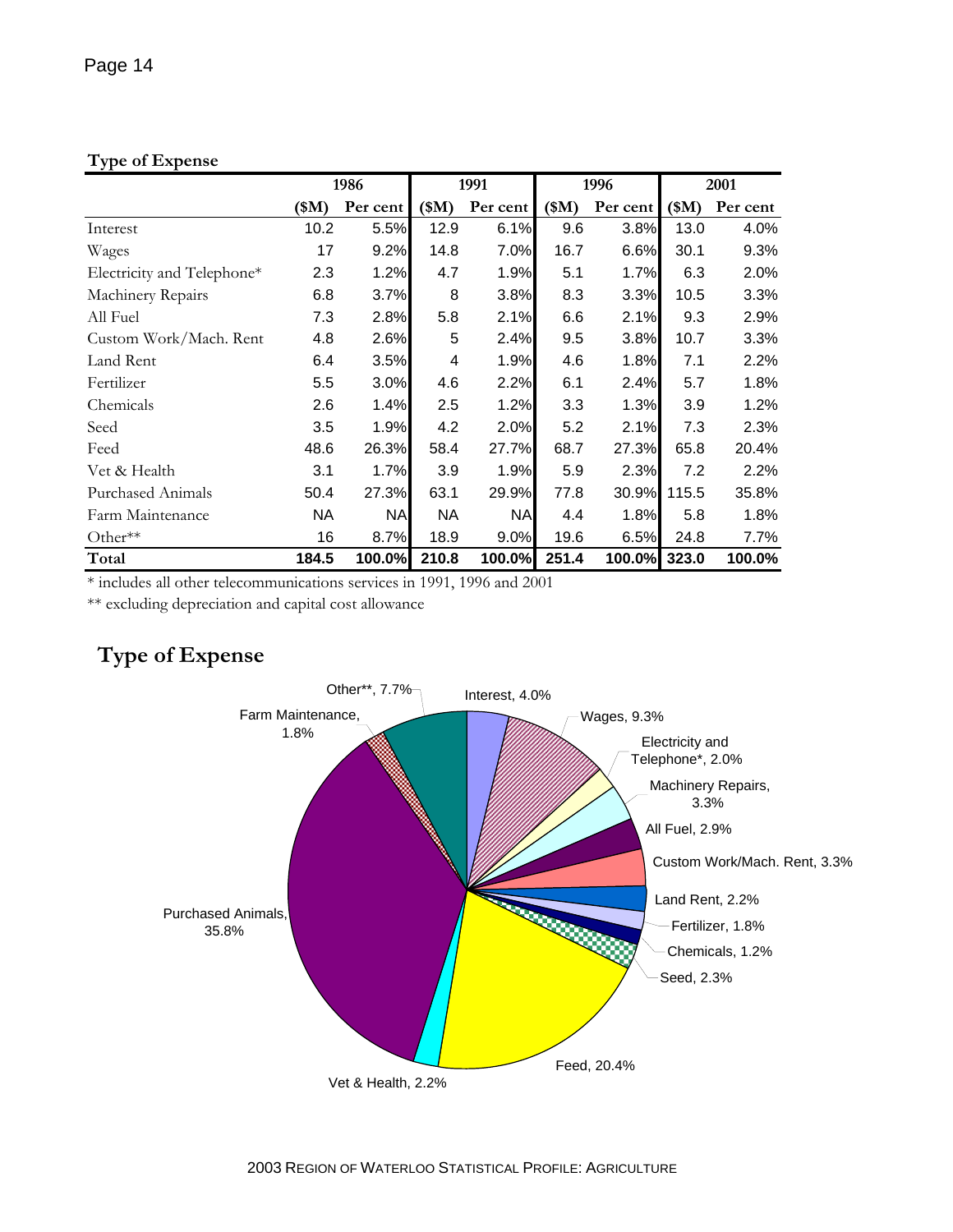**Type of Expense**

| | 1986 | | 1991 | | 1996 | | 2001 | |
|---|---|---|---|---|---|---|---|---|
| | ($M) | Per cent | ($M) | Per cent | ($M) | Per cent | ($M) | Per cent |
| Interest | 10.2 | 5.5% | 12.9 | 6.1% | 9.6 | 3.8% | 13.0 | 4.0% |
| Wages | 17 | 9.2% | 14.8 | 7.0% | 16.7 | 6.6% | 30.1 | 9.3% |
| Electricity and Telephone* | 2.3 | 1.2% | 4.7 | 1.9% | 5.1 | 1.7% | 6.3 | 2.0% |
| Machinery Repairs | 6.8 | 3.7% | 8 | 3.8% | 8.3 | 3.3% | 10.5 | 3.3% |
| All Fuel | 7.3 | 2.8% | 5.8 | 2.1% | 6.6 | 2.1% | 9.3 | 2.9% |
| Custom Work/Mach. Rent | 4.8 | 2.6% | 5 | 2.4% | 9.5 | 3.8% | 10.7 | 3.3% |
| Land Rent | 6.4 | 3.5% | 4 | 1.9% | 4.6 | 1.8% | 7.1 | 2.2% |
| Fertilizer | 5.5 | 3.0% | 4.6 | 2.2% | 6.1 | 2.4% | 5.7 | 1.8% |
| Chemicals | 2.6 | 1.4% | 2.5 | 1.2% | 3.3 | 1.3% | 3.9 | 1.2% |
| Seed | 3.5 | 1.9% | 4.2 | 2.0% | 5.2 | 2.1% | 7.3 | 2.3% |
| Feed | 48.6 | 26.3% | 58.4 | 27.7% | 68.7 | 27.3% | 65.8 | 20.4% |
| Vet & Health | 3.1 | 1.7% | 3.9 | 1.9% | 5.9 | 2.3% | 7.2 | 2.2% |
| Purchased Animals | 50.4 | 27.3% | 63.1 | 29.9% | 77.8 | 30.9% | 115.5 | 35.8% |
| Farm Maintenance | NA | NA | NA | NA | 4.4 | 1.8% | 5.8 | 1.8% |
| Other** | 16 | 8.7% | 18.9 | 9.0% | 19.6 | 6.5% | 24.8 | 7.7% |
| **Total** | **184.5** | **100.0%** | **210.8** | **100.0%** | **251.4** | **100.0%** | **323.0** | **100.0%** |

* includes all other telecommunications services in 1991, 1996 and 2001

** excluding depreciation and capital cost allowance

## Type of Expense

Interest, 4.0%; Wages, 9.3%; Electricity and Telephone*, 2.0%; Machinery Repairs, 3.3%; All Fuel, 2.9%; Custom Work/Mach. Rent, 3.3%; Land Rent, 2.2%; Fertilizer, 1.8%; Chemicals, 1.2%; Seed, 2.3%; Feed, 20.4%; Vet & Health, 2.2%; Purchased Animals, 35.8%; Farm Maintenance, 1.8%; Other**, 7.7%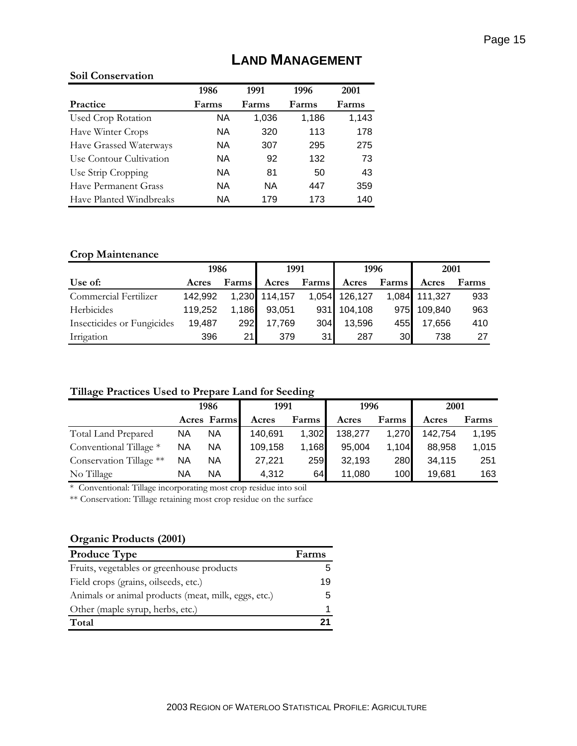# LAND MANAGEMENT

### Soil Conservation

| Practice | 1986 Farms | 1991 Farms | 1996 Farms | 2001 Farms |
|---|---|---|---|---|
| Used Crop Rotation | NA | 1,036 | 1,186 | 1,143 |
| Have Winter Crops | NA | 320 | 113 | 178 |
| Have Grassed Waterways | NA | 307 | 295 | 275 |
| Use Contour Cultivation | NA | 92 | 132 | 73 |
| Use Strip Cropping | NA | 81 | 50 | 43 |
| Have Permanent Grass | NA | NA | 447 | 359 |
| Have Planted Windbreaks | NA | 179 | 173 | 140 |

### Crop Maintenance

| | 1986 | | 1991 | | 1996 | | 2001 | |
|---|---|---|---|---|---|---|---|---|
| Use of: | Acres | Farms | Acres | Farms | Acres | Farms | Acres | Farms |
| Commercial Fertilizer | 142,992 | 1,230 | 114,157 | 1,054 | 126,127 | 1,084 | 111,327 | 933 |
| Herbicides | 119,252 | 1,186 | 93,051 | 931 | 104,108 | 975 | 109,840 | 963 |
| Insecticides or Fungicides | 19,487 | 292 | 17,769 | 304 | 13,596 | 455 | 17,656 | 410 |
| Irrigation | 396 | 21 | 379 | 31 | 287 | 30 | 738 | 27 |

### Tillage Practices Used to Prepare Land for Seeding

| | 1986 | | 1991 | | 1996 | | 2001 | |
|---|---|---|---|---|---|---|---|---|
| | Acres | Farms | Acres | Farms | Acres | Farms | Acres | Farms |
| Total Land Prepared | NA | NA | 140,691 | 1,302 | 138,277 | 1,270 | 142,754 | 1,195 |
| Conventional Tillage * | NA | NA | 109,158 | 1,168 | 95,004 | 1,104 | 88,958 | 1,015 |
| Conservation Tillage ** | NA | NA | 27,221 | 259 | 32,193 | 280 | 34,115 | 251 |
| No Tillage | NA | NA | 4,312 | 64 | 11,080 | 100 | 19,681 | 163 |

\* Conventional: Tillage incorporating most crop residue into soil

\*\* Conservation: Tillage retaining most crop residue on the surface

### Organic Products (2001)

| Produce Type | Farms |
|---|---|
| Fruits, vegetables or greenhouse products | 5 |
| Field crops (grains, oilseeds, etc.) | 19 |
| Animals or animal products (meat, milk, eggs, etc.) | 5 |
| Other (maple syrup, herbs, etc.) | 1 |
| **Total** | **21** |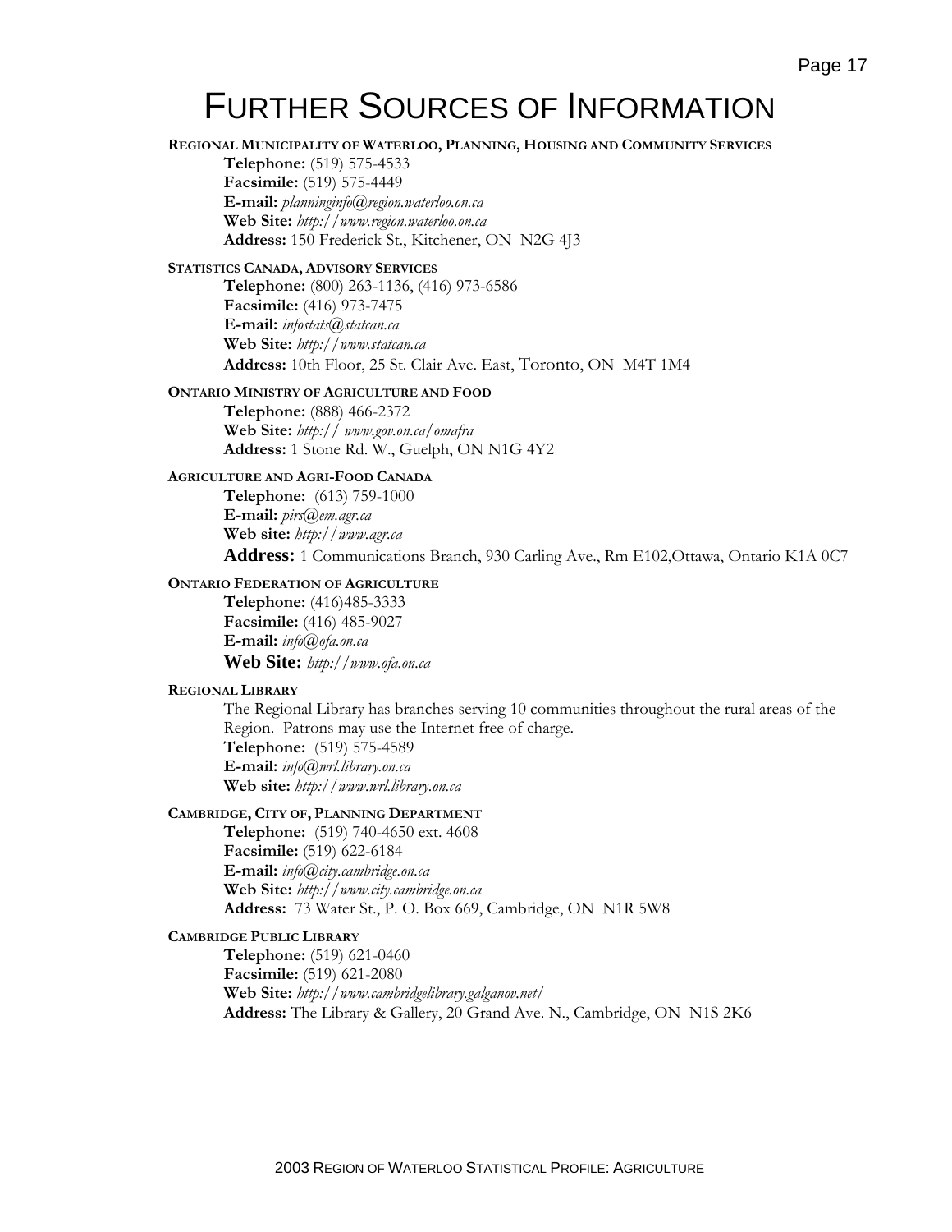# FURTHER SOURCES OF INFORMATION

**REGIONAL MUNICIPALITY OF WATERLOO, PLANNING, HOUSING AND COMMUNITY SERVICES**

**Telephone:** (519) 575-4533
**Facsimile:** (519) 575-4449
**E-mail:** *planninginfo@region.waterloo.on.ca*
**Web Site:** *http://www.region.waterloo.on.ca*
**Address:** 150 Frederick St., Kitchener, ON N2G 4J3

**STATISTICS CANADA, ADVISORY SERVICES**

**Telephone:** (800) 263-1136, (416) 973-6586
**Facsimile:** (416) 973-7475
**E-mail:** *infostats@statcan.ca*
**Web Site:** *http://www.statcan.ca*
**Address:** 10th Floor, 25 St. Clair Ave. East, Toronto, ON M4T 1M4

**ONTARIO MINISTRY OF AGRICULTURE AND FOOD**

**Telephone:** (888) 466-2372
**Web Site:** *http:// www.gov.on.ca/omafra*
**Address:** 1 Stone Rd. W., Guelph, ON N1G 4Y2

**AGRICULTURE AND AGRI-FOOD CANADA**

**Telephone:** (613) 759-1000
**E-mail:** *pirs@em.agr.ca*
**Web site:** *http://www.agr.ca*
**Address:** 1 Communications Branch, 930 Carling Ave., Rm E102,Ottawa, Ontario K1A 0C7

**ONTARIO FEDERATION OF AGRICULTURE**

**Telephone:** (416)485-3333
**Facsimile:** (416) 485-9027
**E-mail:** *info@ofa.on.ca*
**Web Site:** *http://www.ofa.on.ca*

**REGIONAL LIBRARY**

The Regional Library has branches serving 10 communities throughout the rural areas of the Region. Patrons may use the Internet free of charge.
**Telephone:** (519) 575-4589
**E-mail:** *info@wrl.library.on.ca*
**Web site:** *http://www.wrl.library.on.ca*

**CAMBRIDGE, CITY OF, PLANNING DEPARTMENT**

**Telephone:** (519) 740-4650 ext. 4608
**Facsimile:** (519) 622-6184
**E-mail:** *info@city.cambridge.on.ca*
**Web Site:** *http://www.city.cambridge.on.ca*
**Address:** 73 Water St., P. O. Box 669, Cambridge, ON N1R 5W8

**CAMBRIDGE PUBLIC LIBRARY**

**Telephone:** (519) 621-0460
**Facsimile:** (519) 621-2080
**Web Site:** *http://www.cambridgelibrary.galganov.net/*
**Address:** The Library & Gallery, 20 Grand Ave. N., Cambridge, ON N1S 2K6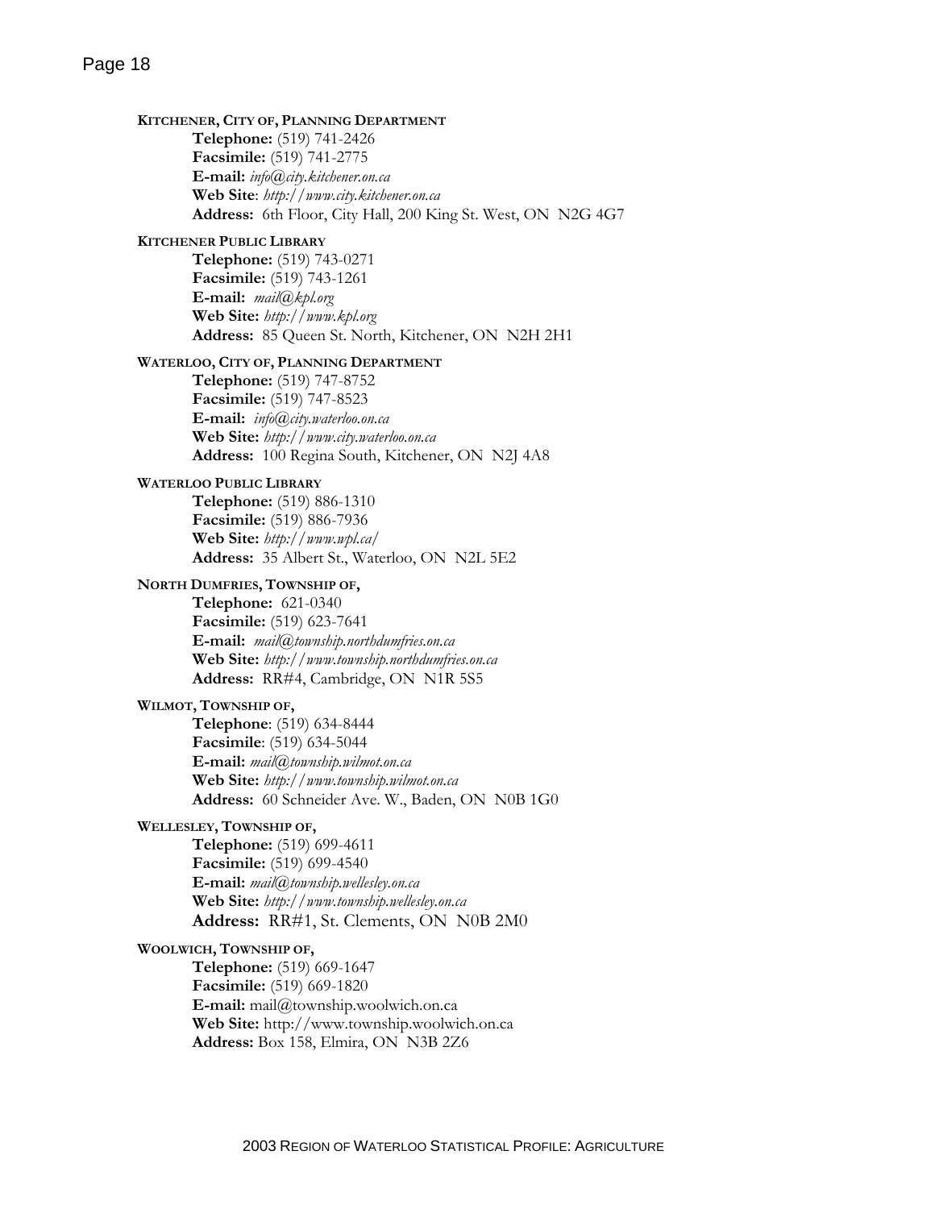**KITCHENER, CITY OF, PLANNING DEPARTMENT**

**Telephone:** (519) 741-2426
**Facsimile:** (519) 741-2775
**E-mail:** *info@city.kitchener.on.ca*
**Web Site**: *http://www.city.kitchener.on.ca*
**Address:** 6th Floor, City Hall, 200 King St. West, ON N2G 4G7

**KITCHENER PUBLIC LIBRARY**

**Telephone:** (519) 743-0271
**Facsimile:** (519) 743-1261
**E-mail:** *mail@kpl.org*
**Web Site:** *http://www.kpl.org*
**Address:** 85 Queen St. North, Kitchener, ON N2H 2H1

**WATERLOO, CITY OF, PLANNING DEPARTMENT**

**Telephone:** (519) 747-8752
**Facsimile:** (519) 747-8523
**E-mail:** *info@city.waterloo.on.ca*
**Web Site:** *http://www.city.waterloo.on.ca*
**Address:** 100 Regina South, Kitchener, ON N2J 4A8

**WATERLOO PUBLIC LIBRARY**

**Telephone:** (519) 886-1310
**Facsimile:** (519) 886-7936
**Web Site:** *http://www.wpl.ca/*
**Address:** 35 Albert St., Waterloo, ON N2L 5E2

**NORTH DUMFRIES, TOWNSHIP OF,**

**Telephone:** 621-0340
**Facsimile:** (519) 623-7641
**E-mail:** *mail@township.northdumfries.on.ca*
**Web Site:** *http://www.township.northdumfries.on.ca*
**Address:** RR#4, Cambridge, ON N1R 5S5

**WILMOT, TOWNSHIP OF,**

**Telephone**: (519) 634-8444
**Facsimile**: (519) 634-5044
**E-mail:** *mail@township.wilmot.on.ca*
**Web Site:** *http://www.township.wilmot.on.ca*
**Address:** 60 Schneider Ave. W., Baden, ON N0B 1G0

**WELLESLEY, TOWNSHIP OF,**

**Telephone:** (519) 699-4611
**Facsimile:** (519) 699-4540
**E-mail:** *mail@township.wellesley.on.ca*
**Web Site:** *http://www.township.wellesley.on.ca*
**Address:** RR#1, St. Clements, ON N0B 2M0

**WOOLWICH, TOWNSHIP OF,**

**Telephone:** (519) 669-1647
**Facsimile:** (519) 669-1820
**E-mail:** mail@township.woolwich.on.ca
**Web Site:** http://www.township.woolwich.on.ca
**Address:** Box 158, Elmira, ON N3B 2Z6